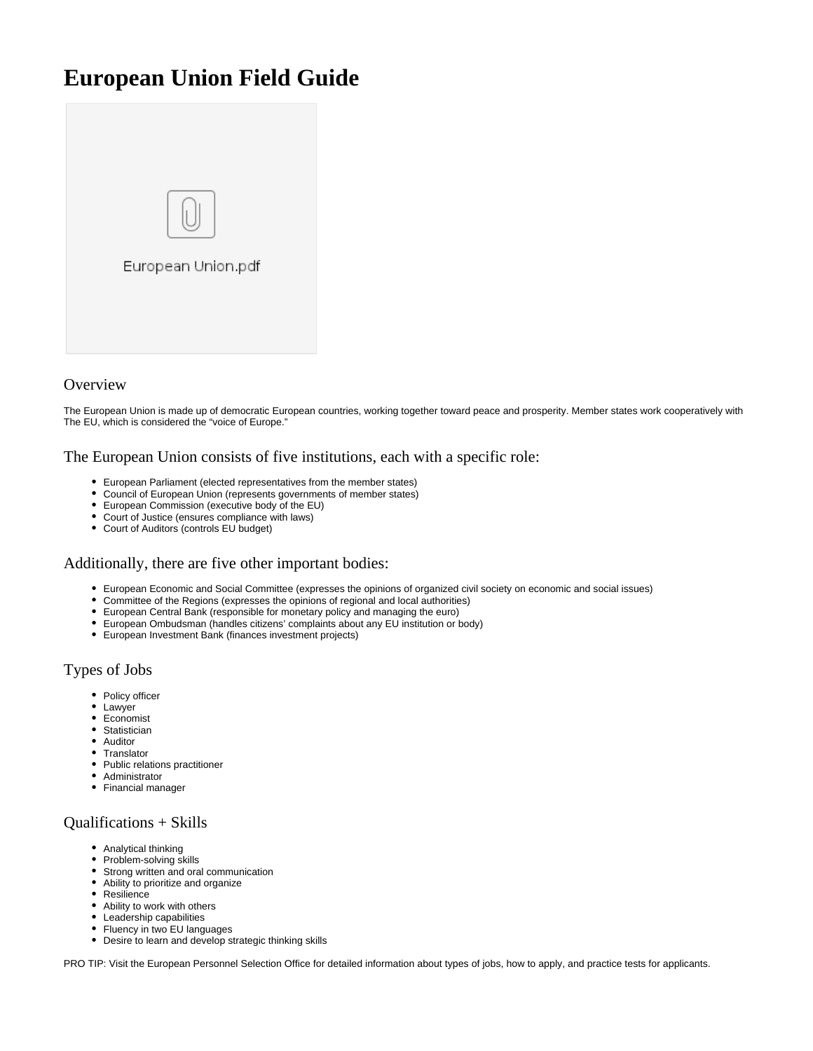# European Union Field Guide

European Union.pdf

## Overview

The European Union is made up of democratic European countries, working together toward peace and prosperity. Member states work cooperatively with The EU, which is considered the "voice of Europe."

## The European Union consists of five institutions, each with a specific role:

- European Parliament (elected representatives from the member states)
- Council of European Union (represents governments of member states)
- European Commission (executive body of the EU)
- Court of Justice (ensures compliance with laws)
- Court of Auditors (controls EU budget)

## Additionally, there are five other important bodies:

- European Economic and Social Committee (expresses the opinions of organized civil society on economic and social issues)
- Committee of the Regions (expresses the opinions of regional and local authorities)
- European Central Bank (responsible for monetary policy and managing the euro)
- European Ombudsman (handles citizens' complaints about any EU institution or body)
- European Investment Bank (finances investment projects)

## Types of Jobs

- Policy officer
- Lawyer
- Economist
- Statistician
- Auditor
- Translator
- Public relations practitioner
- Administrator
- Financial manager

## Qualifications + Skills

- Analytical thinking
- Problem-solving skills
- Strong written and oral communication
- Ability to prioritize and organize
- Resilience
- Ability to work with others
- Leadership capabilities
- Fluency in two EU languages
- Desire to learn and develop strategic thinking skills

PRO TIP: Visit the European Personnel Selection Office for detailed information about types of jobs, how to apply, and practice tests for applicants.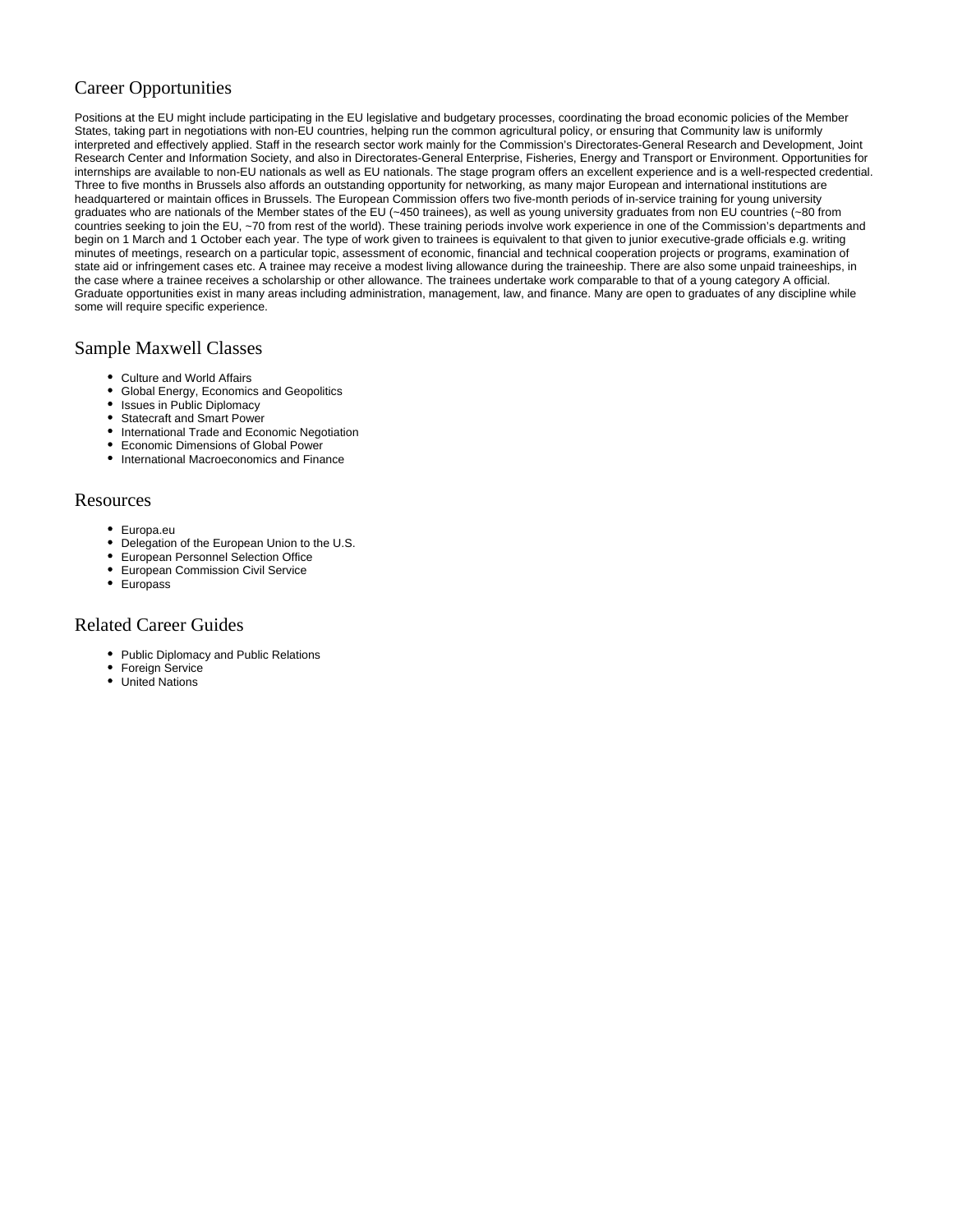## Career Opportunities

Positions at the EU might include participating in the EU legislative and budgetary processes, coordinating the broad economic policies of the Member States, taking part in negotiations with non-EU countries, helping run the common agricultural policy, or ensuring that Community law is uniformly interpreted and effectively applied. Staff in the research sector work mainly for the Commission's Directorates-General Research and Development, Joint Research Center and Information Society, and also in Directorates-General Enterprise, Fisheries, Energy and Transport or Environment. Opportunities for internships are available to non-EU nationals as well as EU nationals. The stage program offers an excellent experience and is a well-respected credential. Three to five months in Brussels also affords an outstanding opportunity for networking, as many major European and international institutions are headquartered or maintain offices in Brussels. The European Commission offers two five-month periods of in-service training for young university graduates who are nationals of the Member states of the EU (~450 trainees), as well as young university graduates from non EU countries (~80 from countries seeking to join the EU, ~70 from rest of the world). These training periods involve work experience in one of the Commission's departments and begin on 1 March and 1 October each year. The type of work given to trainees is equivalent to that given to junior executive-grade officials e.g. writing minutes of meetings, research on a particular topic, assessment of economic, financial and technical cooperation projects or programs, examination of state aid or infringement cases etc. A trainee may receive a modest living allowance during the traineeship. There are also some unpaid traineeships, in the case where a trainee receives a scholarship or other allowance. The trainees undertake work comparable to that of a young category A official. Graduate opportunities exist in many areas including administration, management, law, and finance. Many are open to graduates of any discipline while some will require specific experience.

## Sample Maxwell Classes

- Culture and World Affairs
- Global Energy, Economics and Geopolitics
- Issues in Public Diplomacy
- Statecraft and Smart Power
- International Trade and Economic Negotiation
- Economic Dimensions of Global Power
- International Macroeconomics and Finance

## Resources

- Europa.eu
- Delegation of the European Union to the U.S.
- European Personnel Selection Office
- European Commission Civil Service
- Europass

## Related Career Guides

- Public Diplomacy and Public Relations
- Foreign Service
- United Nations